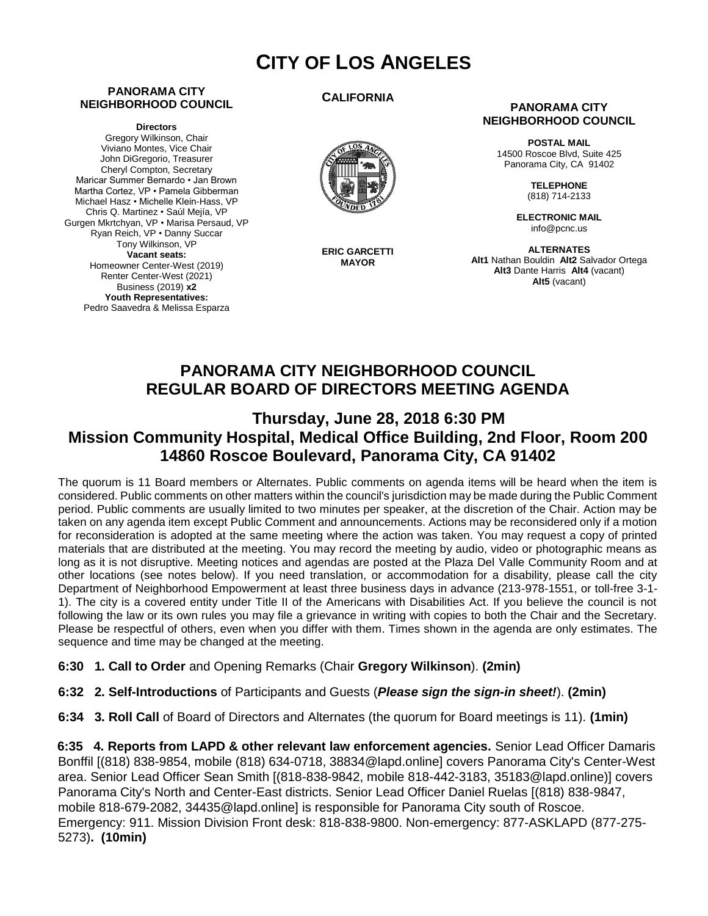# CITY OF LOS ANGELES

**PANORAMA CITY NEIGHBORHOOD COUNCIL**

**Directors**
Gregory Wilkinson, Chair
Viviano Montes, Vice Chair
John DiGregorio, Treasurer
Cheryl Compton, Secretary
Maricar Summer Bernardo • Jan Brown
Martha Cortez, VP • Pamela Gibberman
Michael Hasz • Michelle Klein-Hass, VP
Chris Q. Martinez • Saúl Mejía, VP
Gurgen Mkrtchyan, VP • Marisa Persaud, VP
Ryan Reich, VP • Danny Succar
Tony Wilkinson, VP
**Vacant seats:**
Homeowner Center-West (2019)
Renter Center-West (2021)
Business (2019) **x2**
**Youth Representatives:**
Pedro Saavedra & Melissa Esparza

**CALIFORNIA**

**ERIC GARCETTI**
**MAYOR**

**PANORAMA CITY NEIGHBORHOOD COUNCIL**

**POSTAL MAIL**
14500 Roscoe Blvd, Suite 425
Panorama City, CA 91402

**TELEPHONE**
(818) 714-2133

**ELECTRONIC MAIL**
info@pcnc.us

**ALTERNATES**
**Alt1** Nathan Bouldin **Alt2** Salvador Ortega
**Alt3** Dante Harris **Alt4** (vacant)
**Alt5** (vacant)

## PANORAMA CITY NEIGHBORHOOD COUNCIL REGULAR BOARD OF DIRECTORS MEETING AGENDA

### Thursday, June 28, 2018 6:30 PM
### Mission Community Hospital, Medical Office Building, 2nd Floor, Room 200
### 14860 Roscoe Boulevard, Panorama City, CA 91402

The quorum is 11 Board members or Alternates. Public comments on agenda items will be heard when the item is considered. Public comments on other matters within the council's jurisdiction may be made during the Public Comment period. Public comments are usually limited to two minutes per speaker, at the discretion of the Chair. Action may be taken on any agenda item except Public Comment and announcements. Actions may be reconsidered only if a motion for reconsideration is adopted at the same meeting where the action was taken. You may request a copy of printed materials that are distributed at the meeting. You may record the meeting by audio, video or photographic means as long as it is not disruptive. Meeting notices and agendas are posted at the Plaza Del Valle Community Room and at other locations (see notes below). If you need translation, or accommodation for a disability, please call the city Department of Neighborhood Empowerment at least three business days in advance (213-978-1551, or toll-free 3-1-1). The city is a covered entity under Title II of the Americans with Disabilities Act. If you believe the council is not following the law or its own rules you may file a grievance in writing with copies to both the Chair and the Secretary. Please be respectful of others, even when you differ with them. Times shown in the agenda are only estimates. The sequence and time may be changed at the meeting.

**6:30 1. Call to Order** and Opening Remarks (Chair **Gregory Wilkinson**). **(2min)**

**6:32 2. Self-Introductions** of Participants and Guests (***Please sign the sign-in sheet!***). **(2min)**

**6:34 3. Roll Call** of Board of Directors and Alternates (the quorum for Board meetings is 11). **(1min)**

**6:35 4. Reports from LAPD & other relevant law enforcement agencies.** Senior Lead Officer Damaris Bonffil [(818) 838-9854, mobile (818) 634-0718, 38834@lapd.online] covers Panorama City's Center-West area. Senior Lead Officer Sean Smith [(818-838-9842, mobile 818-442-3183, 35183@lapd.online)] covers Panorama City's North and Center-East districts. Senior Lead Officer Daniel Ruelas [(818) 838-9847, mobile 818-679-2082, 34435@lapd.online] is responsible for Panorama City south of Roscoe. Emergency: 911. Mission Division Front desk: 818-838-9800. Non-emergency: 877-ASKLAPD (877-275-5273)**. (10min)**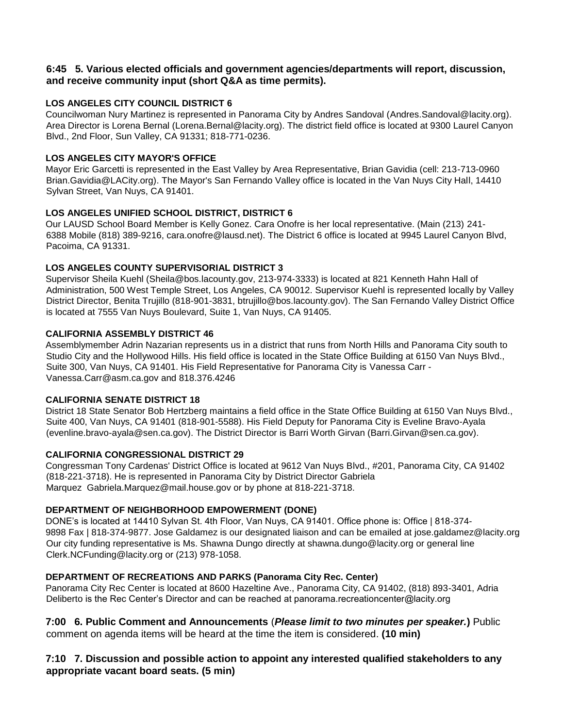**6:45 5. Various elected officials and government agencies/departments will report, discussion, and receive community input (short Q&A as time permits).**

**LOS ANGELES CITY COUNCIL DISTRICT 6**

Councilwoman Nury Martinez is represented in Panorama City by Andres Sandoval (Andres.Sandoval@lacity.org). Area Director is Lorena Bernal (Lorena.Bernal@lacity.org). The district field office is located at 9300 Laurel Canyon Blvd., 2nd Floor, Sun Valley, CA 91331; 818-771-0236.

**LOS ANGELES CITY MAYOR'S OFFICE**

Mayor Eric Garcetti is represented in the East Valley by Area Representative, Brian Gavidia (cell: 213-713-0960 Brian.Gavidia@LACity.org). The Mayor's San Fernando Valley office is located in the Van Nuys City Hall, 14410 Sylvan Street, Van Nuys, CA 91401.

**LOS ANGELES UNIFIED SCHOOL DISTRICT, DISTRICT 6**

Our LAUSD School Board Member is Kelly Gonez. Cara Onofre is her local representative. (Main (213) 241-6388 Mobile (818) 389-9216, cara.onofre@lausd.net). The District 6 office is located at 9945 Laurel Canyon Blvd, Pacoima, CA 91331.

**LOS ANGELES COUNTY SUPERVISORIAL DISTRICT 3**

Supervisor Sheila Kuehl (Sheila@bos.lacounty.gov, 213-974-3333) is located at 821 Kenneth Hahn Hall of Administration, 500 West Temple Street, Los Angeles, CA 90012. Supervisor Kuehl is represented locally by Valley District Director, Benita Trujillo (818-901-3831, btrujillo@bos.lacounty.gov). The San Fernando Valley District Office is located at 7555 Van Nuys Boulevard, Suite 1, Van Nuys, CA 91405.

**CALIFORNIA ASSEMBLY DISTRICT 46**

Assemblymember Adrin Nazarian represents us in a district that runs from North Hills and Panorama City south to Studio City and the Hollywood Hills. His field office is located in the State Office Building at 6150 Van Nuys Blvd., Suite 300, Van Nuys, CA 91401. His Field Representative for Panorama City is Vanessa Carr - Vanessa.Carr@asm.ca.gov and 818.376.4246

**CALIFORNIA SENATE DISTRICT 18**

District 18 State Senator Bob Hertzberg maintains a field office in the State Office Building at 6150 Van Nuys Blvd., Suite 400, Van Nuys, CA 91401 (818-901-5588). His Field Deputy for Panorama City is Eveline Bravo-Ayala (evenline.bravo-ayala@sen.ca.gov). The District Director is Barri Worth Girvan (Barri.Girvan@sen.ca.gov).

**CALIFORNIA CONGRESSIONAL DISTRICT 29**

Congressman Tony Cardenas' District Office is located at 9612 Van Nuys Blvd., #201, Panorama City, CA 91402 (818-221-3718). He is represented in Panorama City by District Director Gabriela Marquez Gabriela.Marquez@mail.house.gov or by phone at 818-221-3718.

**DEPARTMENT OF NEIGHBORHOOD EMPOWERMENT (DONE)**

DONE's is located at 14410 Sylvan St. 4th Floor, Van Nuys, CA 91401. Office phone is: Office | 818-374-9898 Fax | 818-374-9877. Jose Galdamez is our designated liaison and can be emailed at jose.galdamez@lacity.org Our city funding representative is Ms. Shawna Dungo directly at shawna.dungo@lacity.org or general line Clerk.NCFunding@lacity.org or (213) 978-1058.

**DEPARTMENT OF RECREATIONS AND PARKS (Panorama City Rec. Center)**

Panorama City Rec Center is located at 8600 Hazeltine Ave., Panorama City, CA 91402, (818) 893-3401, Adria Deliberto is the Rec Center's Director and can be reached at panorama.recreationcenter@lacity.org

**7:00 6. Public Comment and Announcements** (***Please limit to two minutes per speaker.***) Public comment on agenda items will be heard at the time the item is considered. **(10 min)**

**7:10 7. Discussion and possible action to appoint any interested qualified stakeholders to any appropriate vacant board seats. (5 min)**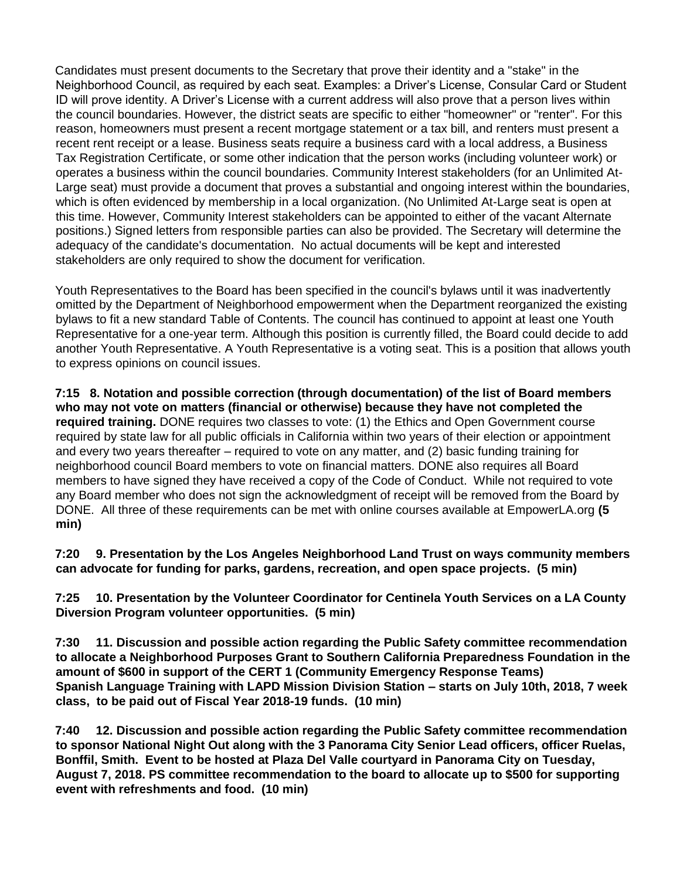Candidates must present documents to the Secretary that prove their identity and a "stake" in the Neighborhood Council, as required by each seat. Examples: a Driver's License, Consular Card or Student ID will prove identity. A Driver's License with a current address will also prove that a person lives within the council boundaries. However, the district seats are specific to either "homeowner" or "renter". For this reason, homeowners must present a recent mortgage statement or a tax bill, and renters must present a recent rent receipt or a lease. Business seats require a business card with a local address, a Business Tax Registration Certificate, or some other indication that the person works (including volunteer work) or operates a business within the council boundaries. Community Interest stakeholders (for an Unlimited At-Large seat) must provide a document that proves a substantial and ongoing interest within the boundaries, which is often evidenced by membership in a local organization. (No Unlimited At-Large seat is open at this time. However, Community Interest stakeholders can be appointed to either of the vacant Alternate positions.) Signed letters from responsible parties can also be provided. The Secretary will determine the adequacy of the candidate's documentation. No actual documents will be kept and interested stakeholders are only required to show the document for verification.

Youth Representatives to the Board has been specified in the council's bylaws until it was inadvertently omitted by the Department of Neighborhood empowerment when the Department reorganized the existing bylaws to fit a new standard Table of Contents. The council has continued to appoint at least one Youth Representative for a one-year term. Although this position is currently filled, the Board could decide to add another Youth Representative. A Youth Representative is a voting seat. This is a position that allows youth to express opinions on council issues.

**7:15 8. Notation and possible correction (through documentation) of the list of Board members who may not vote on matters (financial or otherwise) because they have not completed the required training.** DONE requires two classes to vote: (1) the Ethics and Open Government course required by state law for all public officials in California within two years of their election or appointment and every two years thereafter – required to vote on any matter, and (2) basic funding training for neighborhood council Board members to vote on financial matters. DONE also requires all Board members to have signed they have received a copy of the Code of Conduct. While not required to vote any Board member who does not sign the acknowledgment of receipt will be removed from the Board by DONE. All three of these requirements can be met with online courses available at EmpowerLA.org **(5 min)**

**7:20 9. Presentation by the Los Angeles Neighborhood Land Trust on ways community members can advocate for funding for parks, gardens, recreation, and open space projects. (5 min)**

**7:25 10. Presentation by the Volunteer Coordinator for Centinela Youth Services on a LA County Diversion Program volunteer opportunities. (5 min)**

**7:30 11. Discussion and possible action regarding the Public Safety committee recommendation to allocate a Neighborhood Purposes Grant to Southern California Preparedness Foundation in the amount of $600 in support of the CERT 1 (Community Emergency Response Teams) Spanish Language Training with LAPD Mission Division Station – starts on July 10th, 2018, 7 week class, to be paid out of Fiscal Year 2018-19 funds. (10 min)**

**7:40 12. Discussion and possible action regarding the Public Safety committee recommendation to sponsor National Night Out along with the 3 Panorama City Senior Lead officers, officer Ruelas, Bonffil, Smith. Event to be hosted at Plaza Del Valle courtyard in Panorama City on Tuesday, August 7, 2018. PS committee recommendation to the board to allocate up to $500 for supporting event with refreshments and food. (10 min)**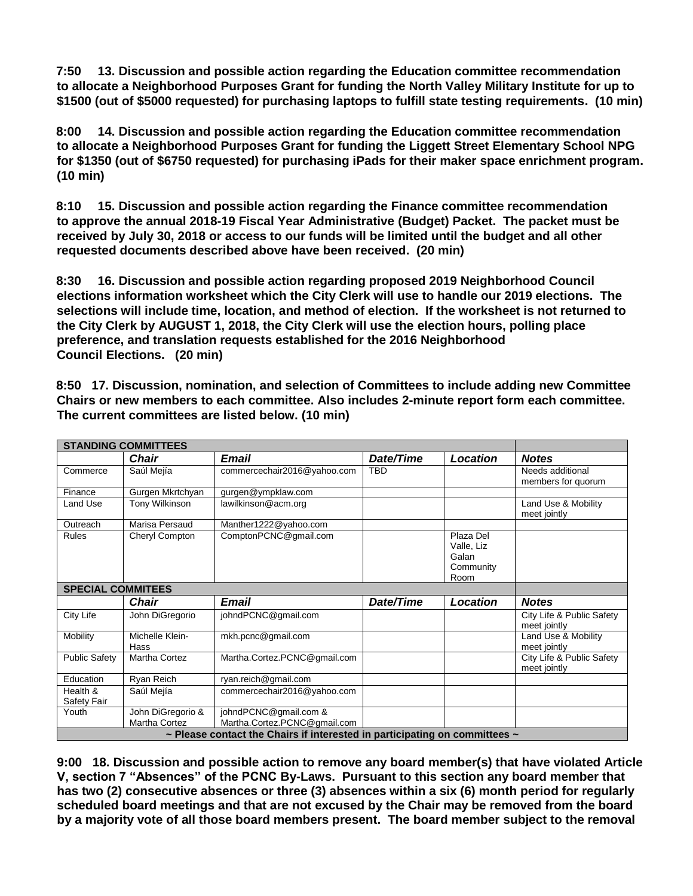**7:50 13. Discussion and possible action regarding the Education committee recommendation to allocate a Neighborhood Purposes Grant for funding the North Valley Military Institute for up to $1500 (out of $5000 requested) for purchasing laptops to fulfill state testing requirements. (10 min)**

**8:00 14. Discussion and possible action regarding the Education committee recommendation to allocate a Neighborhood Purposes Grant for funding the Liggett Street Elementary School NPG for $1350 (out of $6750 requested) for purchasing iPads for their maker space enrichment program. (10 min)**

**8:10 15. Discussion and possible action regarding the Finance committee recommendation to approve the annual 2018-19 Fiscal Year Administrative (Budget) Packet. The packet must be received by July 30, 2018 or access to our funds will be limited until the budget and all other requested documents described above have been received. (20 min)**

**8:30 16. Discussion and possible action regarding proposed 2019 Neighborhood Council elections information worksheet which the City Clerk will use to handle our 2019 elections. The selections will include time, location, and method of election. If the worksheet is not returned to the City Clerk by AUGUST 1, 2018, the City Clerk will use the election hours, polling place preference, and translation requests established for the 2016 Neighborhood Council Elections. (20 min)**

**8:50 17. Discussion, nomination, and selection of Committees to include adding new Committee Chairs or new members to each committee. Also includes 2-minute report form each committee. The current committees are listed below. (10 min)**

| **STANDING COMMITTEES** | | | | | |
|---|---|---|---|---|---|
| | ***Chair*** | ***Email*** | ***Date/Time*** | ***Location*** | ***Notes*** |
| Commerce | Saúl Mejía | commercechair2016@yahoo.com | TBD | | Needs additional members for quorum |
| Finance | Gurgen Mkrtchyan | gurgen@ympklaw.com | | | |
| Land Use | Tony Wilkinson | lawilkinson@acm.org | | | Land Use & Mobility meet jointly |
| Outreach | Marisa Persaud | Manther1222@yahoo.com | | | |
| Rules | Cheryl Compton | ComptonPCNC@gmail.com | | Plaza Del Valle, Liz Galan Community Room | |
| **SPECIAL COMMITEES** | | | | | |
| | ***Chair*** | ***Email*** | ***Date/Time*** | ***Location*** | ***Notes*** |
| City Life | John DiGregorio | johndPCNC@gmail.com | | | City Life & Public Safety meet jointly |
| Mobility | Michelle Klein-Hass | mkh.pcnc@gmail.com | | | Land Use & Mobility meet jointly |
| Public Safety | Martha Cortez | Martha.Cortez.PCNC@gmail.com | | | City Life & Public Safety meet jointly |
| Education | Ryan Reich | ryan.reich@gmail.com | | | |
| Health & Safety Fair | Saúl Mejía | commercechair2016@yahoo.com | | | |
| Youth | John DiGregorio & Martha Cortez | johndPCNC@gmail.com & Martha.Cortez.PCNC@gmail.com | | | |
| **~ Please contact the Chairs if interested in participating on committees ~** | | | | | |

**9:00 18. Discussion and possible action to remove any board member(s) that have violated Article V, section 7 "Absences" of the PCNC By-Laws. Pursuant to this section any board member that has two (2) consecutive absences or three (3) absences within a six (6) month period for regularly scheduled board meetings and that are not excused by the Chair may be removed from the board by a majority vote of all those board members present. The board member subject to the removal**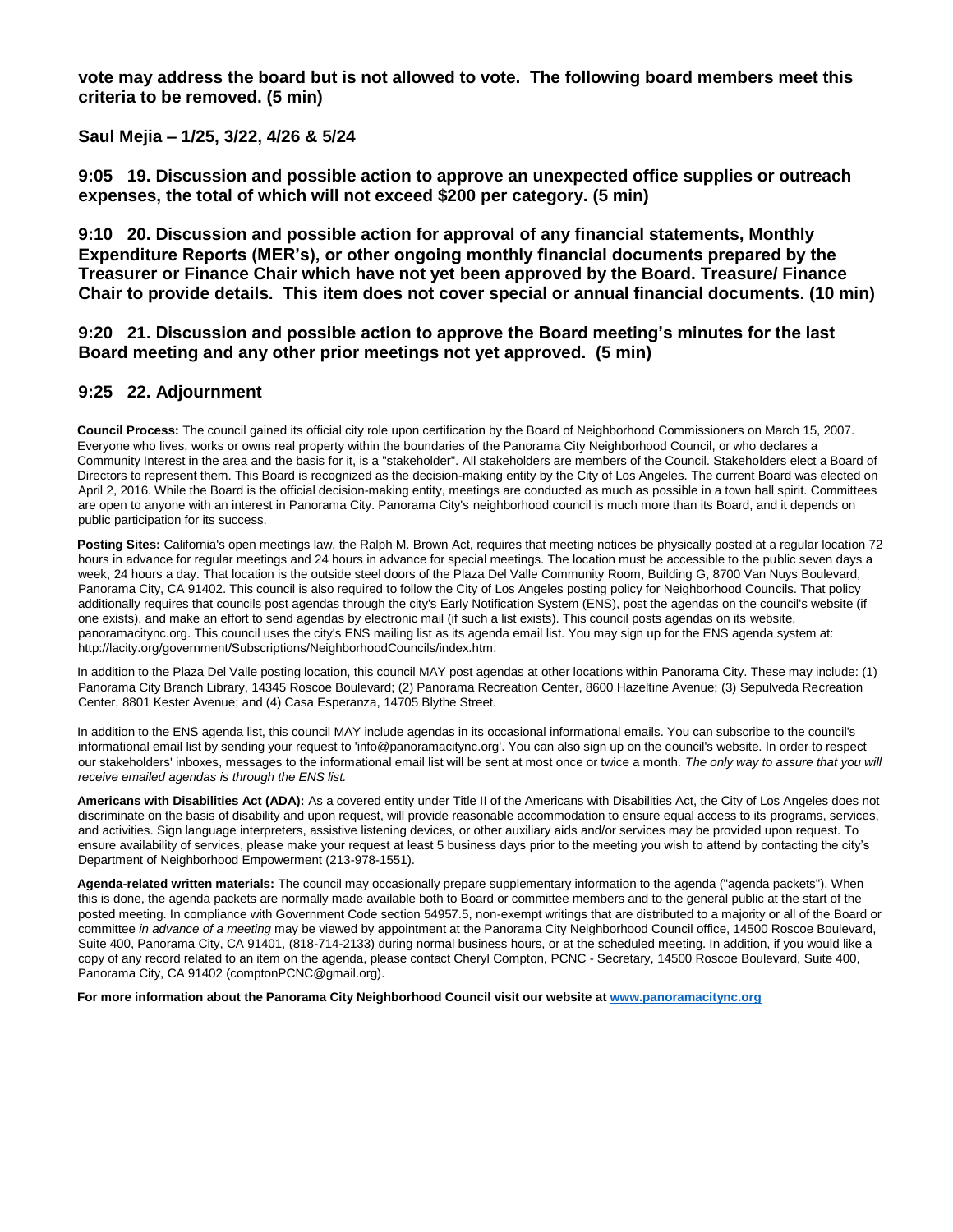**vote may address the board but is not allowed to vote. The following board members meet this criteria to be removed. (5 min)**

**Saul Mejia – 1/25, 3/22, 4/26 & 5/24**

**9:05 19. Discussion and possible action to approve an unexpected office supplies or outreach expenses, the total of which will not exceed $200 per category. (5 min)**

**9:10 20. Discussion and possible action for approval of any financial statements, Monthly Expenditure Reports (MER's), or other ongoing monthly financial documents prepared by the Treasurer or Finance Chair which have not yet been approved by the Board. Treasure/ Finance Chair to provide details. This item does not cover special or annual financial documents. (10 min)**

## 9:20 21. Discussion and possible action to approve the Board meeting's minutes for the last Board meeting and any other prior meetings not yet approved. (5 min)

## 9:25 22. Adjournment

**Council Process:** The council gained its official city role upon certification by the Board of Neighborhood Commissioners on March 15, 2007. Everyone who lives, works or owns real property within the boundaries of the Panorama City Neighborhood Council, or who declares a Community Interest in the area and the basis for it, is a "stakeholder". All stakeholders are members of the Council. Stakeholders elect a Board of Directors to represent them. This Board is recognized as the decision-making entity by the City of Los Angeles. The current Board was elected on April 2, 2016. While the Board is the official decision-making entity, meetings are conducted as much as possible in a town hall spirit. Committees are open to anyone with an interest in Panorama City. Panorama City's neighborhood council is much more than its Board, and it depends on public participation for its success.

**Posting Sites:** California's open meetings law, the Ralph M. Brown Act, requires that meeting notices be physically posted at a regular location 72 hours in advance for regular meetings and 24 hours in advance for special meetings. The location must be accessible to the public seven days a week, 24 hours a day. That location is the outside steel doors of the Plaza Del Valle Community Room, Building G, 8700 Van Nuys Boulevard, Panorama City, CA 91402. This council is also required to follow the City of Los Angeles posting policy for Neighborhood Councils. That policy additionally requires that councils post agendas through the city's Early Notification System (ENS), post the agendas on the council's website (if one exists), and make an effort to send agendas by electronic mail (if such a list exists). This council posts agendas on its website, panoramacitync.org. This council uses the city's ENS mailing list as its agenda email list. You may sign up for the ENS agenda system at: http://lacity.org/government/Subscriptions/NeighborhoodCouncils/index.htm.

In addition to the Plaza Del Valle posting location, this council MAY post agendas at other locations within Panorama City. These may include: (1) Panorama City Branch Library, 14345 Roscoe Boulevard; (2) Panorama Recreation Center, 8600 Hazeltine Avenue; (3) Sepulveda Recreation Center, 8801 Kester Avenue; and (4) Casa Esperanza, 14705 Blythe Street.

In addition to the ENS agenda list, this council MAY include agendas in its occasional informational emails. You can subscribe to the council's informational email list by sending your request to 'info@panoramacitync.org'. You can also sign up on the council's website. In order to respect our stakeholders' inboxes, messages to the informational email list will be sent at most once or twice a month. *The only way to assure that you will receive emailed agendas is through the ENS list.*

**Americans with Disabilities Act (ADA):** As a covered entity under Title II of the Americans with Disabilities Act, the City of Los Angeles does not discriminate on the basis of disability and upon request, will provide reasonable accommodation to ensure equal access to its programs, services, and activities. Sign language interpreters, assistive listening devices, or other auxiliary aids and/or services may be provided upon request. To ensure availability of services, please make your request at least 5 business days prior to the meeting you wish to attend by contacting the city's Department of Neighborhood Empowerment (213-978-1551).

**Agenda-related written materials:** The council may occasionally prepare supplementary information to the agenda ("agenda packets"). When this is done, the agenda packets are normally made available both to Board or committee members and to the general public at the start of the posted meeting. In compliance with Government Code section 54957.5, non-exempt writings that are distributed to a majority or all of the Board or committee *in advance of a meeting* may be viewed by appointment at the Panorama City Neighborhood Council office, 14500 Roscoe Boulevard, Suite 400, Panorama City, CA 91401, (818-714-2133) during normal business hours, or at the scheduled meeting. In addition, if you would like a copy of any record related to an item on the agenda, please contact Cheryl Compton, PCNC - Secretary, 14500 Roscoe Boulevard, Suite 400, Panorama City, CA 91402 (comptonPCNC@gmail.org).

**For more information about the Panorama City Neighborhood Council visit our website at [www.panoramacitync.org](http://www.panoramacitync.org)**